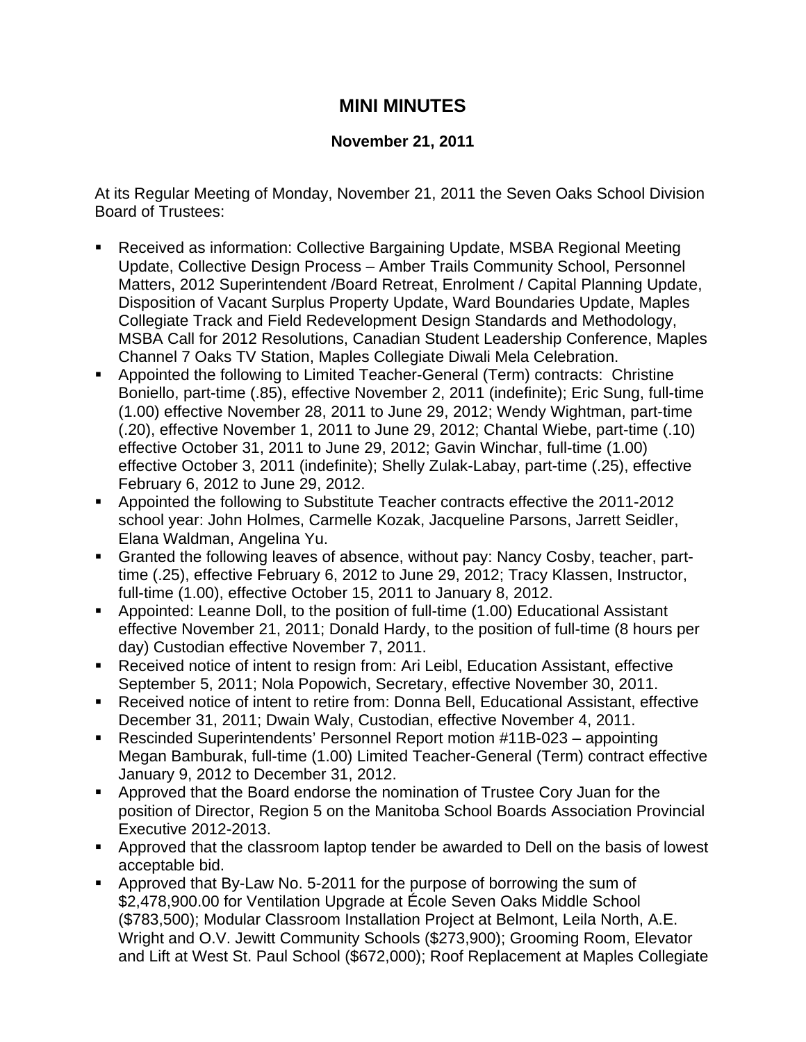# MINI MINUTES

**November 21, 2011**

At its Regular Meeting of Monday, November 21, 2011 the Seven Oaks School Division Board of Trustees:

- Received as information: Collective Bargaining Update, MSBA Regional Meeting Update, Collective Design Process – Amber Trails Community School, Personnel Matters, 2012 Superintendent /Board Retreat, Enrolment / Capital Planning Update, Disposition of Vacant Surplus Property Update, Ward Boundaries Update, Maples Collegiate Track and Field Redevelopment Design Standards and Methodology, MSBA Call for 2012 Resolutions, Canadian Student Leadership Conference, Maples Channel 7 Oaks TV Station, Maples Collegiate Diwali Mela Celebration.
- Appointed the following to Limited Teacher-General (Term) contracts: Christine Boniello, part-time (.85), effective November 2, 2011 (indefinite); Eric Sung, full-time (1.00) effective November 28, 2011 to June 29, 2012; Wendy Wightman, part-time (.20), effective November 1, 2011 to June 29, 2012; Chantal Wiebe, part-time (.10) effective October 31, 2011 to June 29, 2012; Gavin Winchar, full-time (1.00) effective October 3, 2011 (indefinite); Shelly Zulak-Labay, part-time (.25), effective February 6, 2012 to June 29, 2012.
- Appointed the following to Substitute Teacher contracts effective the 2011-2012 school year: John Holmes, Carmelle Kozak, Jacqueline Parsons, Jarrett Seidler, Elana Waldman, Angelina Yu.
- Granted the following leaves of absence, without pay: Nancy Cosby, teacher, part-time (.25), effective February 6, 2012 to June 29, 2012; Tracy Klassen, Instructor, full-time (1.00), effective October 15, 2011 to January 8, 2012.
- Appointed: Leanne Doll, to the position of full-time (1.00) Educational Assistant effective November 21, 2011; Donald Hardy, to the position of full-time (8 hours per day) Custodian effective November 7, 2011.
- Received notice of intent to resign from: Ari Leibl, Education Assistant, effective September 5, 2011; Nola Popowich, Secretary, effective November 30, 2011.
- Received notice of intent to retire from: Donna Bell, Educational Assistant, effective December 31, 2011; Dwain Waly, Custodian, effective November 4, 2011.
- Rescinded Superintendents' Personnel Report motion #11B-023 – appointing Megan Bamburak, full-time (1.00) Limited Teacher-General (Term) contract effective January 9, 2012 to December 31, 2012.
- Approved that the Board endorse the nomination of Trustee Cory Juan for the position of Director, Region 5 on the Manitoba School Boards Association Provincial Executive 2012-2013.
- Approved that the classroom laptop tender be awarded to Dell on the basis of lowest acceptable bid.
- Approved that By-Law No. 5-2011 for the purpose of borrowing the sum of $2,478,900.00 for Ventilation Upgrade at École Seven Oaks Middle School ($783,500); Modular Classroom Installation Project at Belmont, Leila North, A.E. Wright and O.V. Jewitt Community Schools ($273,900); Grooming Room, Elevator and Lift at West St. Paul School ($672,000); Roof Replacement at Maples Collegiate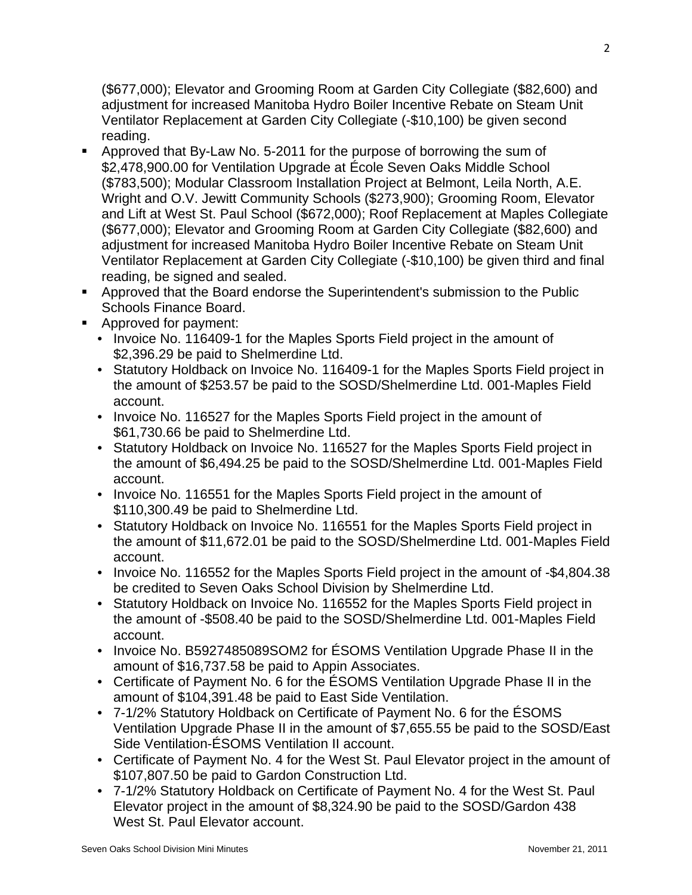($677,000); Elevator and Grooming Room at Garden City Collegiate ($82,600) and adjustment for increased Manitoba Hydro Boiler Incentive Rebate on Steam Unit Ventilator Replacement at Garden City Collegiate (-$10,100) be given second reading.

- Approved that By-Law No. 5-2011 for the purpose of borrowing the sum of $2,478,900.00 for Ventilation Upgrade at École Seven Oaks Middle School ($783,500); Modular Classroom Installation Project at Belmont, Leila North, A.E. Wright and O.V. Jewitt Community Schools ($273,900); Grooming Room, Elevator and Lift at West St. Paul School ($672,000); Roof Replacement at Maples Collegiate ($677,000); Elevator and Grooming Room at Garden City Collegiate ($82,600) and adjustment for increased Manitoba Hydro Boiler Incentive Rebate on Steam Unit Ventilator Replacement at Garden City Collegiate (-$10,100) be given third and final reading, be signed and sealed.
- Approved that the Board endorse the Superintendent's submission to the Public Schools Finance Board.
- Approved for payment:
  - Invoice No. 116409-1 for the Maples Sports Field project in the amount of $2,396.29 be paid to Shelmerdine Ltd.
  - Statutory Holdback on Invoice No. 116409-1 for the Maples Sports Field project in the amount of $253.57 be paid to the SOSD/Shelmerdine Ltd. 001-Maples Field account.
  - Invoice No. 116527 for the Maples Sports Field project in the amount of $61,730.66 be paid to Shelmerdine Ltd.
  - Statutory Holdback on Invoice No. 116527 for the Maples Sports Field project in the amount of $6,494.25 be paid to the SOSD/Shelmerdine Ltd. 001-Maples Field account.
  - Invoice No. 116551 for the Maples Sports Field project in the amount of $110,300.49 be paid to Shelmerdine Ltd.
  - Statutory Holdback on Invoice No. 116551 for the Maples Sports Field project in the amount of $11,672.01 be paid to the SOSD/Shelmerdine Ltd. 001-Maples Field account.
  - Invoice No. 116552 for the Maples Sports Field project in the amount of -$4,804.38 be credited to Seven Oaks School Division by Shelmerdine Ltd.
  - Statutory Holdback on Invoice No. 116552 for the Maples Sports Field project in the amount of -$508.40 be paid to the SOSD/Shelmerdine Ltd. 001-Maples Field account.
  - Invoice No. B5927485089SOM2 for ÉSOMS Ventilation Upgrade Phase II in the amount of $16,737.58 be paid to Appin Associates.
  - Certificate of Payment No. 6 for the ÉSOMS Ventilation Upgrade Phase II in the amount of $104,391.48 be paid to East Side Ventilation.
  - 7-1/2% Statutory Holdback on Certificate of Payment No. 6 for the ÉSOMS Ventilation Upgrade Phase II in the amount of $7,655.55 be paid to the SOSD/East Side Ventilation-ÉSOMS Ventilation II account.
  - Certificate of Payment No. 4 for the West St. Paul Elevator project in the amount of $107,807.50 be paid to Gardon Construction Ltd.
  - 7-1/2% Statutory Holdback on Certificate of Payment No. 4 for the West St. Paul Elevator project in the amount of $8,324.90 be paid to the SOSD/Gardon 438 West St. Paul Elevator account.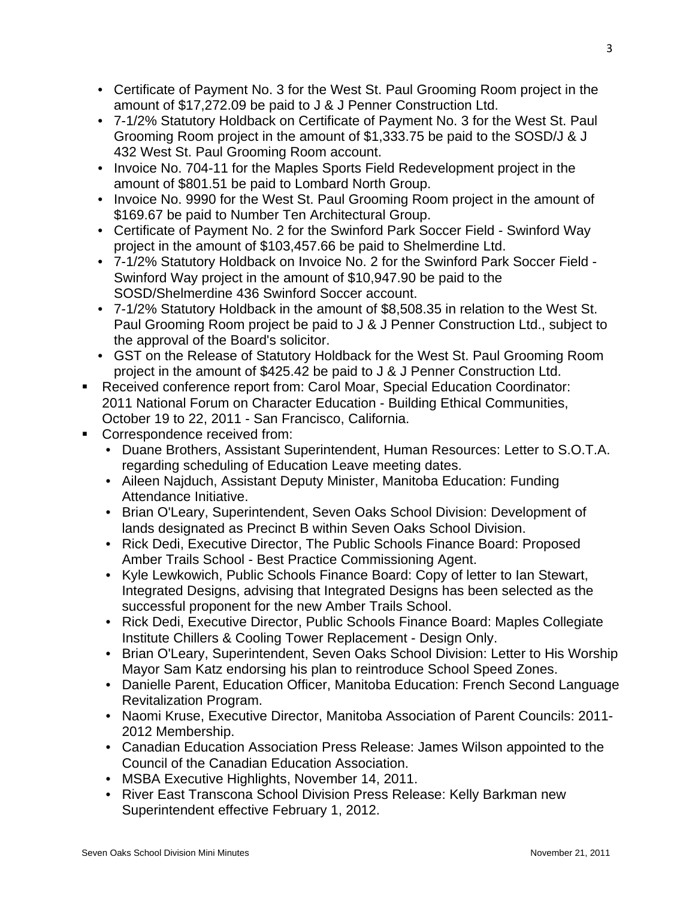- Certificate of Payment No. 3 for the West St. Paul Grooming Room project in the amount of $17,272.09 be paid to J & J Penner Construction Ltd.
- 7-1/2% Statutory Holdback on Certificate of Payment No. 3 for the West St. Paul Grooming Room project in the amount of $1,333.75 be paid to the SOSD/J & J 432 West St. Paul Grooming Room account.
- Invoice No. 704-11 for the Maples Sports Field Redevelopment project in the amount of $801.51 be paid to Lombard North Group.
- Invoice No. 9990 for the West St. Paul Grooming Room project in the amount of $169.67 be paid to Number Ten Architectural Group.
- Certificate of Payment No. 2 for the Swinford Park Soccer Field - Swinford Way project in the amount of $103,457.66 be paid to Shelmerdine Ltd.
- 7-1/2% Statutory Holdback on Invoice No. 2 for the Swinford Park Soccer Field - Swinford Way project in the amount of $10,947.90 be paid to the SOSD/Shelmerdine 436 Swinford Soccer account.
- 7-1/2% Statutory Holdback in the amount of $8,508.35 in relation to the West St. Paul Grooming Room project be paid to J & J Penner Construction Ltd., subject to the approval of the Board's solicitor.
- GST on the Release of Statutory Holdback for the West St. Paul Grooming Room project in the amount of $425.42 be paid to J & J Penner Construction Ltd.

- Received conference report from: Carol Moar, Special Education Coordinator: 2011 National Forum on Character Education - Building Ethical Communities, October 19 to 22, 2011 - San Francisco, California.
- Correspondence received from:
  - Duane Brothers, Assistant Superintendent, Human Resources: Letter to S.O.T.A. regarding scheduling of Education Leave meeting dates.
  - Aileen Najduch, Assistant Deputy Minister, Manitoba Education: Funding Attendance Initiative.
  - Brian O'Leary, Superintendent, Seven Oaks School Division: Development of lands designated as Precinct B within Seven Oaks School Division.
  - Rick Dedi, Executive Director, The Public Schools Finance Board: Proposed Amber Trails School - Best Practice Commissioning Agent.
  - Kyle Lewkowich, Public Schools Finance Board: Copy of letter to Ian Stewart, Integrated Designs, advising that Integrated Designs has been selected as the successful proponent for the new Amber Trails School.
  - Rick Dedi, Executive Director, Public Schools Finance Board: Maples Collegiate Institute Chillers & Cooling Tower Replacement - Design Only.
  - Brian O'Leary, Superintendent, Seven Oaks School Division: Letter to His Worship Mayor Sam Katz endorsing his plan to reintroduce School Speed Zones.
  - Danielle Parent, Education Officer, Manitoba Education: French Second Language Revitalization Program.
  - Naomi Kruse, Executive Director, Manitoba Association of Parent Councils: 2011-2012 Membership.
  - Canadian Education Association Press Release: James Wilson appointed to the Council of the Canadian Education Association.
  - MSBA Executive Highlights, November 14, 2011.
  - River East Transcona School Division Press Release: Kelly Barkman new Superintendent effective February 1, 2012.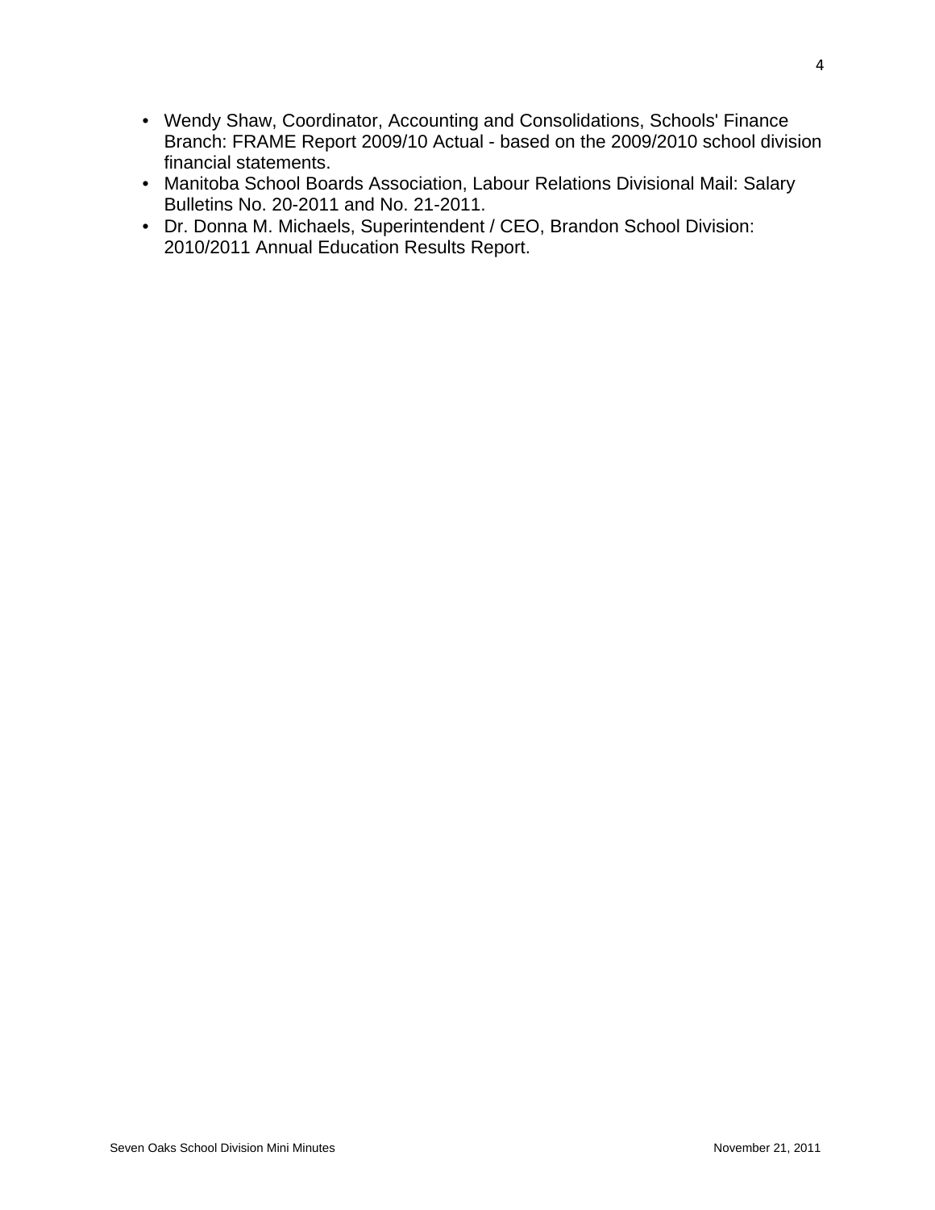- Wendy Shaw, Coordinator, Accounting and Consolidations, Schools' Finance Branch: FRAME Report 2009/10 Actual - based on the 2009/2010 school division financial statements.
- Manitoba School Boards Association, Labour Relations Divisional Mail: Salary Bulletins No. 20-2011 and No. 21-2011.
- Dr. Donna M. Michaels, Superintendent / CEO, Brandon School Division: 2010/2011 Annual Education Results Report.